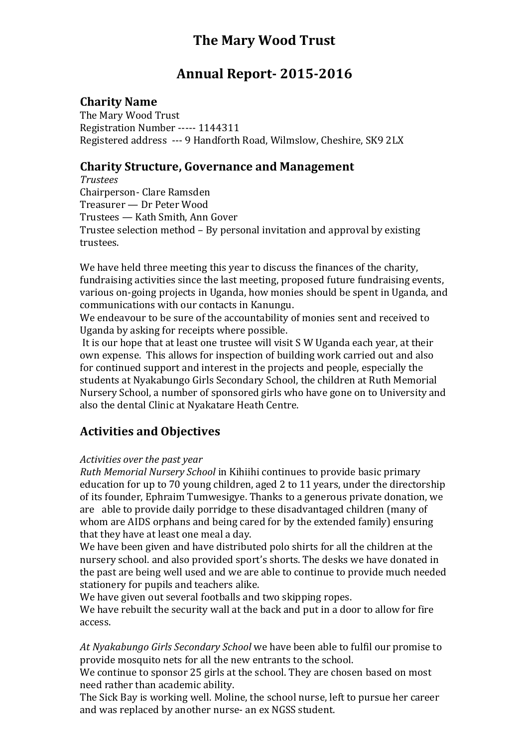# The Mary Wood Trust

# Annual Report- 2015-2016

## Charity Name

The Mary Wood Trust
Registration Number ----- 1144311
Registered address --- 9 Handforth Road, Wilmslow, Cheshire, SK9 2LX

## Charity Structure, Governance and Management

*Trustees*
Chairperson- Clare Ramsden
Treasurer — Dr Peter Wood
Trustees — Kath Smith, Ann Gover
Trustee selection method – By personal invitation and approval by existing trustees.

We have held three meeting this year to discuss the finances of the charity, fundraising activities since the last meeting, proposed future fundraising events, various on-going projects in Uganda, how monies should be spent in Uganda, and communications with our contacts in Kanungu.
We endeavour to be sure of the accountability of monies sent and received to Uganda by asking for receipts where possible.
It is our hope that at least one trustee will visit S W Uganda each year, at their own expense. This allows for inspection of building work carried out and also for continued support and interest in the projects and people, especially the students at Nyakabungo Girls Secondary School, the children at Ruth Memorial Nursery School, a number of sponsored girls who have gone on to University and also the dental Clinic at Nyakatare Heath Centre.

## Activities and Objectives

*Activities over the past year*
*Ruth Memorial Nursery School* in Kihiihi continues to provide basic primary education for up to 70 young children, aged 2 to 11 years, under the directorship of its founder, Ephraim Tumwesigye. Thanks to a generous private donation, we are able to provide daily porridge to these disadvantaged children (many of whom are AIDS orphans and being cared for by the extended family) ensuring that they have at least one meal a day.
We have been given and have distributed polo shirts for all the children at the nursery school. and also provided sport's shorts. The desks we have donated in the past are being well used and we are able to continue to provide much needed stationery for pupils and teachers alike.
We have given out several footballs and two skipping ropes.
We have rebuilt the security wall at the back and put in a door to allow for fire access.

*At Nyakabungo Girls Secondary School* we have been able to fulfil our promise to provide mosquito nets for all the new entrants to the school.
We continue to sponsor 25 girls at the school. They are chosen based on most need rather than academic ability.
The Sick Bay is working well. Moline, the school nurse, left to pursue her career and was replaced by another nurse- an ex NGSS student.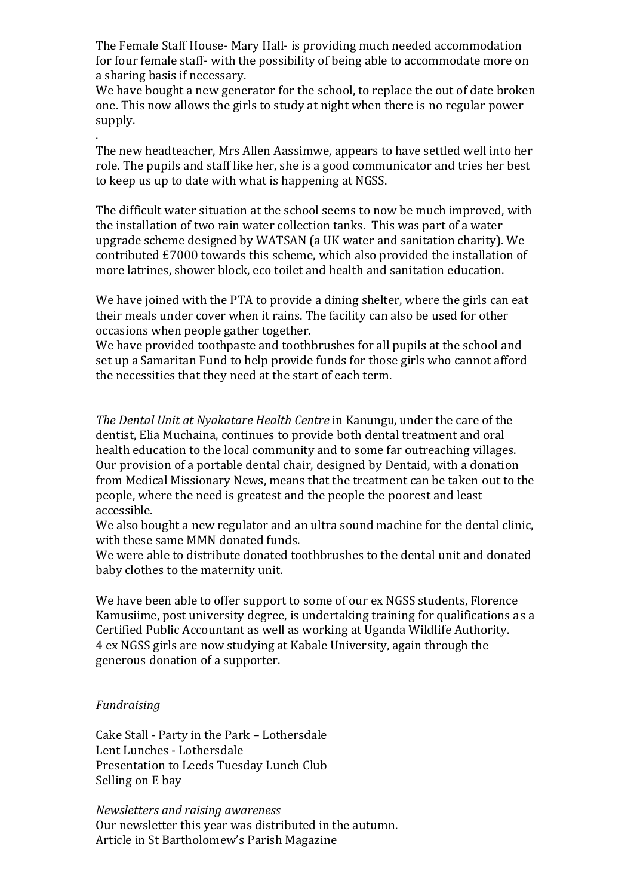The Female Staff House- Mary Hall- is providing much needed accommodation for four female staff- with the possibility of being able to accommodate more on a sharing basis if necessary.
We have bought a new generator for the school, to replace the out of date broken one. This now allows the girls to study at night when there is no regular power supply.
.
The new headteacher, Mrs Allen Aassimwe, appears to have settled well into her role. The pupils and staff like her, she is a good communicator and tries her best to keep us up to date with what is happening at NGSS.

The difficult water situation at the school seems to now be much improved, with the installation of two rain water collection tanks. This was part of a water upgrade scheme designed by WATSAN (a UK water and sanitation charity). We contributed £7000 towards this scheme, which also provided the installation of more latrines, shower block, eco toilet and health and sanitation education.

We have joined with the PTA to provide a dining shelter, where the girls can eat their meals under cover when it rains. The facility can also be used for other occasions when people gather together.
We have provided toothpaste and toothbrushes for all pupils at the school and set up a Samaritan Fund to help provide funds for those girls who cannot afford the necessities that they need at the start of each term.

*The Dental Unit at Nyakatare Health Centre* in Kanungu, under the care of the dentist, Elia Muchaina, continues to provide both dental treatment and oral health education to the local community and to some far outreaching villages. Our provision of a portable dental chair, designed by Dentaid, with a donation from Medical Missionary News, means that the treatment can be taken out to the people, where the need is greatest and the people the poorest and least accessible.
We also bought a new regulator and an ultra sound machine for the dental clinic, with these same MMN donated funds.
We were able to distribute donated toothbrushes to the dental unit and donated baby clothes to the maternity unit.

We have been able to offer support to some of our ex NGSS students, Florence Kamusiime, post university degree, is undertaking training for qualifications as a Certified Public Accountant as well as working at Uganda Wildlife Authority.
4 ex NGSS girls are now studying at Kabale University, again through the generous donation of a supporter.

*Fundraising*

Cake Stall - Party in the Park – Lothersdale
Lent Lunches - Lothersdale
Presentation to Leeds Tuesday Lunch Club
Selling on E bay

*Newsletters and raising awareness*
Our newsletter this year was distributed in the autumn.
Article in St Bartholomew's Parish Magazine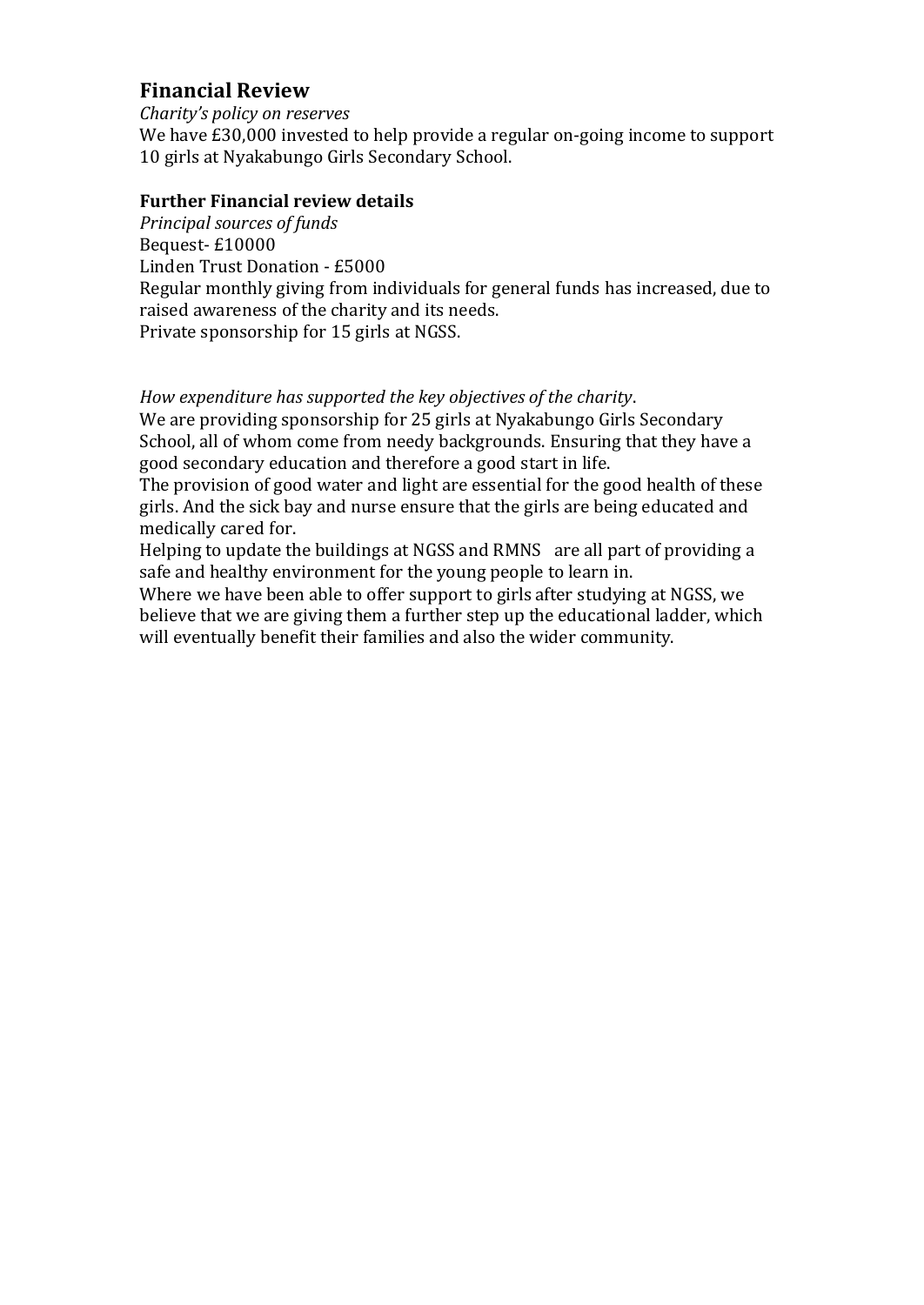## Financial Review

*Charity's policy on reserves*

We have £30,000 invested to help provide a regular on-going income to support 10 girls at Nyakabungo Girls Secondary School.

### Further Financial review details

*Principal sources of funds*

Bequest- £10000

Linden Trust Donation - £5000

Regular monthly giving from individuals for general funds has increased, due to raised awareness of the charity and its needs.

Private sponsorship for 15 girls at NGSS.

*How expenditure has supported the key objectives of the charity*.

We are providing sponsorship for 25 girls at Nyakabungo Girls Secondary School, all of whom come from needy backgrounds. Ensuring that they have a good secondary education and therefore a good start in life.

The provision of good water and light are essential for the good health of these girls. And the sick bay and nurse ensure that the girls are being educated and medically cared for.

Helping to update the buildings at NGSS and RMNS are all part of providing a safe and healthy environment for the young people to learn in.

Where we have been able to offer support to girls after studying at NGSS, we believe that we are giving them a further step up the educational ladder, which will eventually benefit their families and also the wider community.